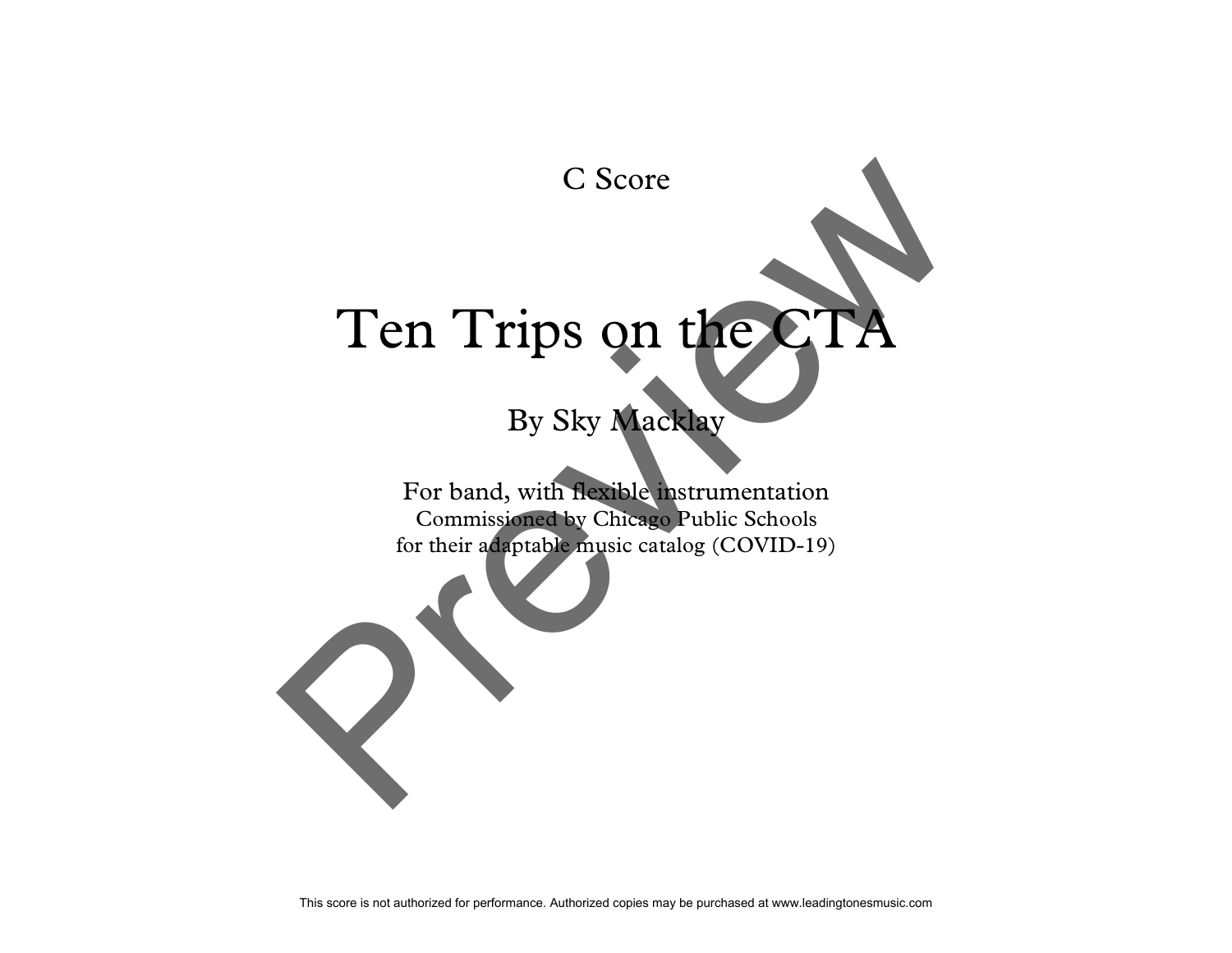C Score

# Ten Trips on the CTA

By Sky Macklay

For band, with flexible instrumentation
Commissioned by Chicago Public Schools
for their adaptable music catalog (COVID-19)

This score is not authorized for performance. Authorized copies may be purchased at www.leadingtonesmusic.com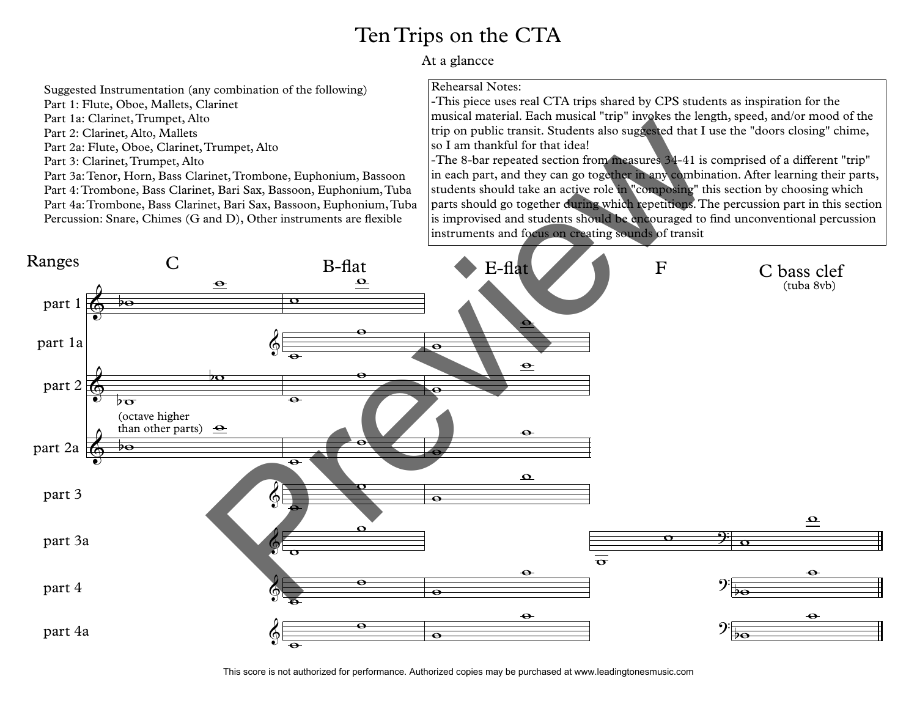# Ten Trips on the CTA

At a glancce

Suggested Instrumentation (any combination of the following)

Part 1: Flute, Oboe, Mallets, Clarinet
Part 1a: Clarinet, Trumpet, Alto
Part 2: Clarinet, Alto, Mallets
Part 2a: Flute, Oboe, Clarinet, Trumpet, Alto
Part 3: Clarinet, Trumpet, Alto
Part 3a: Tenor, Horn, Bass Clarinet, Trombone, Euphonium, Bassoon
Part 4: Trombone, Bass Clarinet, Bari Sax, Bassoon, Euphonium, Tuba
Part 4a: Trombone, Bass Clarinet, Bari Sax, Bassoon, Euphonium, Tuba
Percussion: Snare, Chimes (G and D), Other instruments are flexible

Rehearsal Notes:

-This piece uses real CTA trips shared by CPS students as inspiration for the musical material. Each musical "trip" invokes the length, speed, and/or mood of the trip on public transit. Students also suggested that I use the "doors closing" chime, so I am thankful for that idea!

-The 8-bar repeated section from measures 34-41 is comprised of a different "trip" in each part, and they can go together in any combination. After learning their parts, students should take an active role in "composing" this section by choosing which parts should go together during which repetitions. The percussion part in this section is improvised and students should be encouraged to find unconventional percussion instruments and focus on creating sounds of transit

Ranges

C | B-flat | E-flat | F | C bass clef (tuba 8vb)

part 1
part 1a
part 2
part 2a (octave higher than other parts)
part 3
part 3a
part 4
part 4a

This score is not authorized for performance. Authorized copies may be purchased at www.leadingtonesmusic.com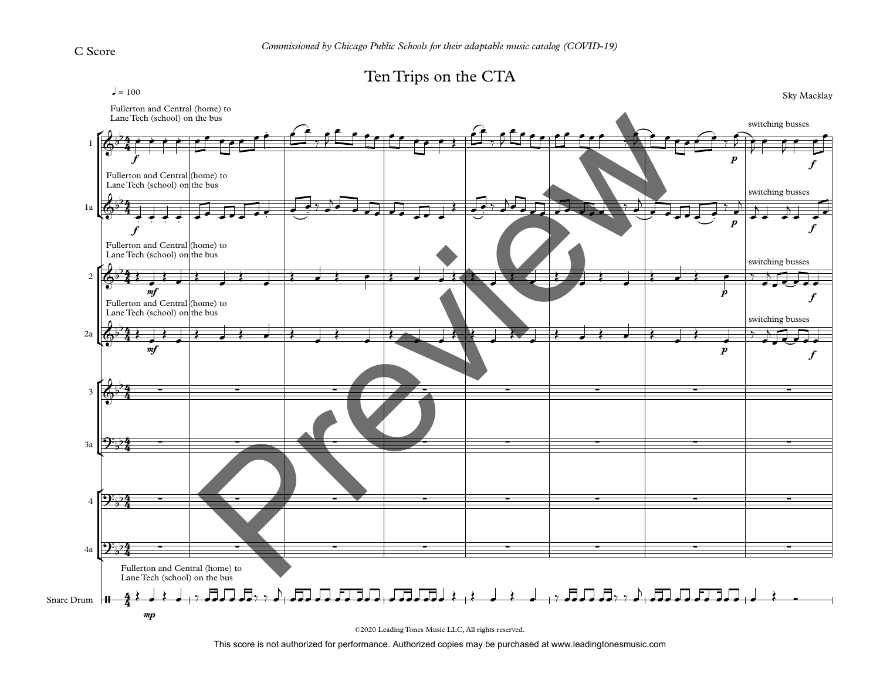C Score

*Commissioned by Chicago Public Schools for their adaptable music catalog (COVID-19)*

# Ten Trips on the CTA

Sky Macklay

♩ = 100

Fullerton and Central (home) to Lane Tech (school) on the bus

switching busses

©2020 Leading Tones Music LLC, All rights reserved.

This score is not authorized for performance. Authorized copies may be purchased at www.leadingtonesmusic.com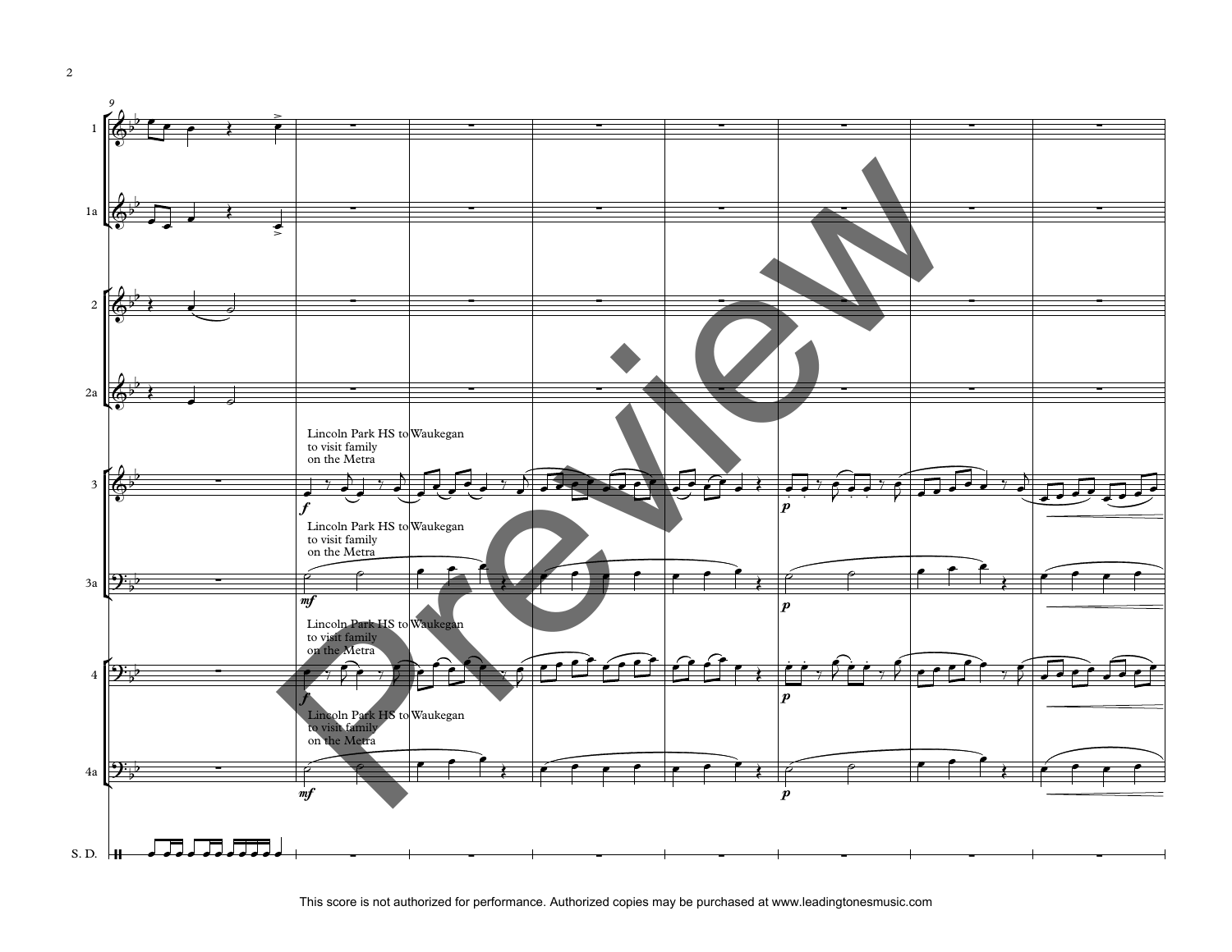Lincoln Park HS to Waukegan to visit family on the Metra

Lincoln Park HS to Waukegan to visit family on the Metra

Lincoln Park HS to Waukegan to visit family on the Metra

Lincoln Park HS to Waukegan to visit family on the Metra

This score is not authorized for performance. Authorized copies may be purchased at www.leadingtonesmusic.com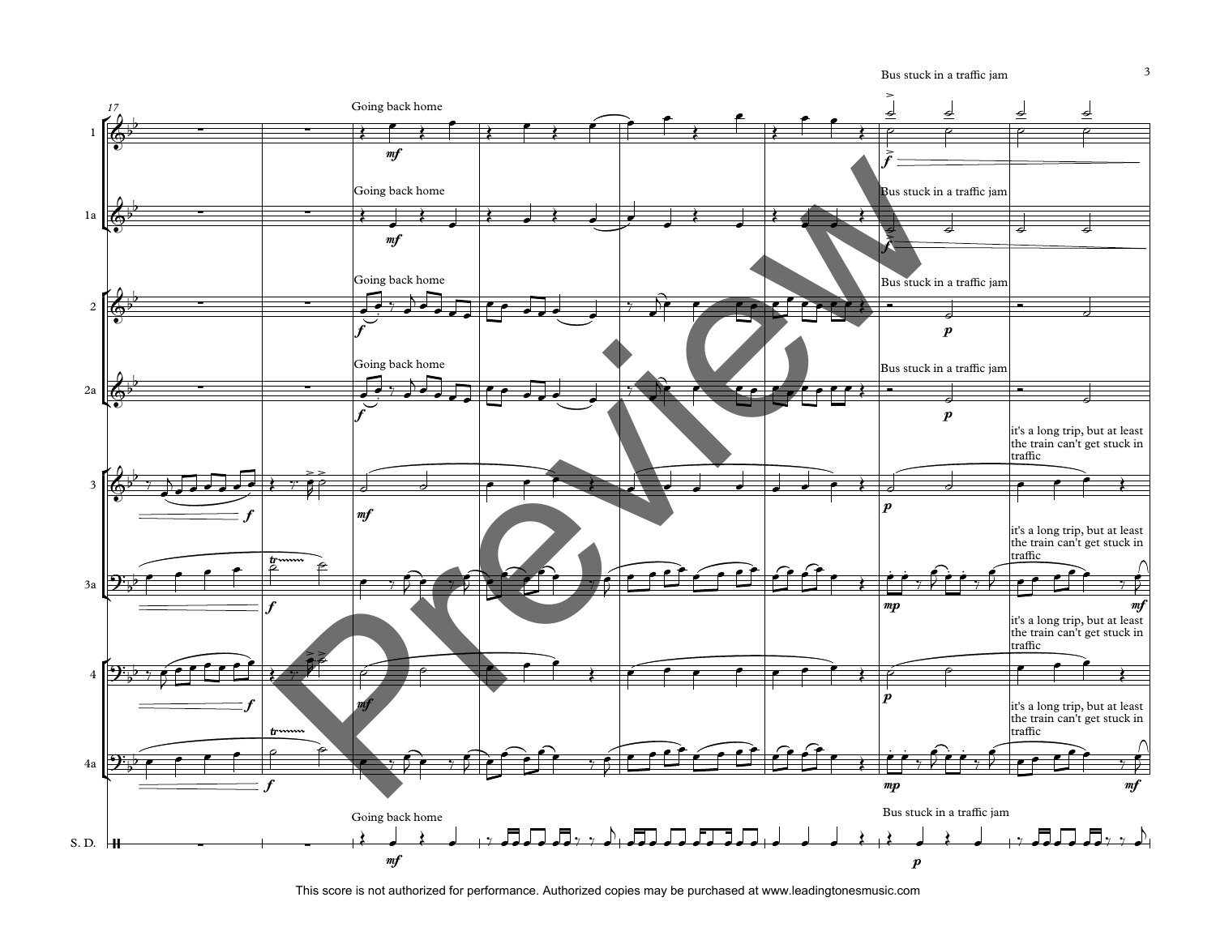Bus stuck in a traffic jam

Going back home

Going back home

Bus stuck in a traffic jam

Going back home

Bus stuck in a traffic jam

Going back home

Bus stuck in a traffic jam

it's a long trip, but at least the train can't get stuck in traffic

it's a long trip, but at least the train can't get stuck in traffic

it's a long trip, but at least the train can't get stuck in traffic

it's a long trip, but at least the train can't get stuck in traffic

Going back home

Bus stuck in a traffic jam

This score is not authorized for performance. Authorized copies may be purchased at www.leadingtonesmusic.com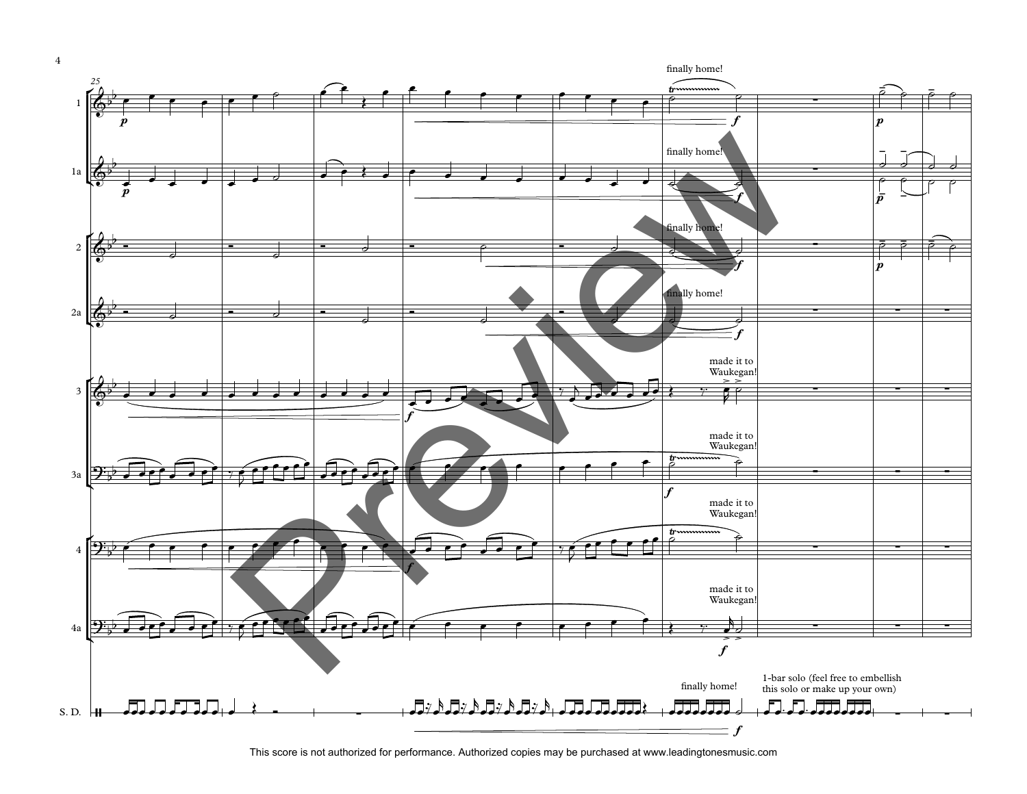finally home!

finally home!

finally home!

finally home!

made it to Waukegan!

made it to Waukegan!

made it to Waukegan!

made it to Waukegan!

finally home!

1-bar solo (feel free to embellish this solo or make up your own)

This score is not authorized for performance. Authorized copies may be purchased at www.leadingtonesmusic.com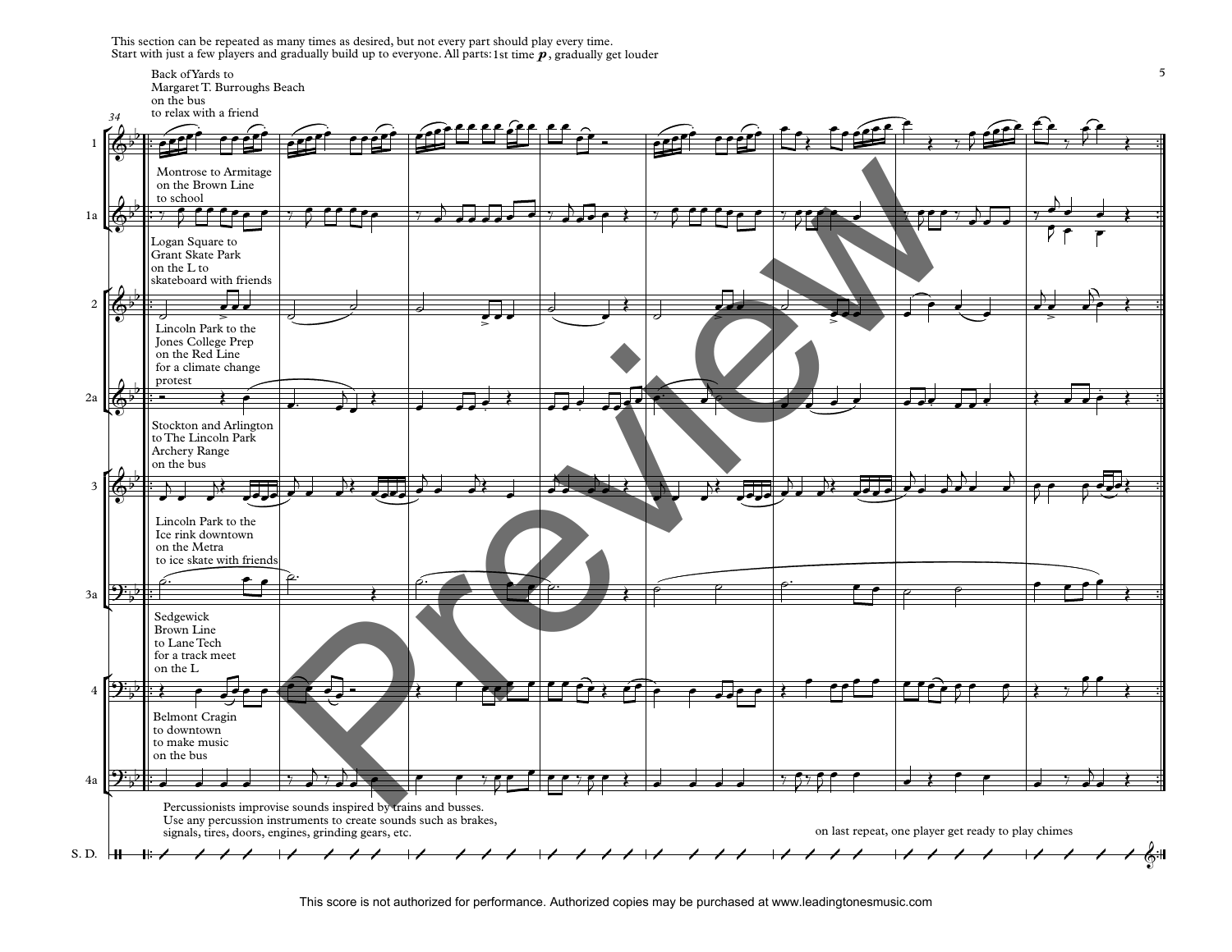This section can be repeated as many times as desired, but not every part should play every time.
Start with just a few players and gradually build up to everyone. All parts: 1st time *p*, gradually get louder

Back of Yards to
Margaret T. Burroughs Beach
on the bus
to relax with a friend

Montrose to Armitage
on the Brown Line
to school

Logan Square to
Grant Skate Park
on the L to
skateboard with friends

Lincoln Park to the
Jones College Prep
on the Red Line
for a climate change
protest

Stockton and Arlington
to The Lincoln Park
Archery Range
on the bus

Lincoln Park to the
Ice rink downtown
on the Metra
to ice skate with friends

Sedgewick
Brown Line
to Lane Tech
for a track meet
on the L

Belmont Cragin
to downtown
to make music
on the bus

Percussionists improvise sounds inspired by trains and busses.
Use any percussion instruments to create sounds such as brakes,
signals, tires, doors, engines, grinding gears, etc.

on last repeat, one player get ready to play chimes

This score is not authorized for performance. Authorized copies may be purchased at www.leadingtonesmusic.com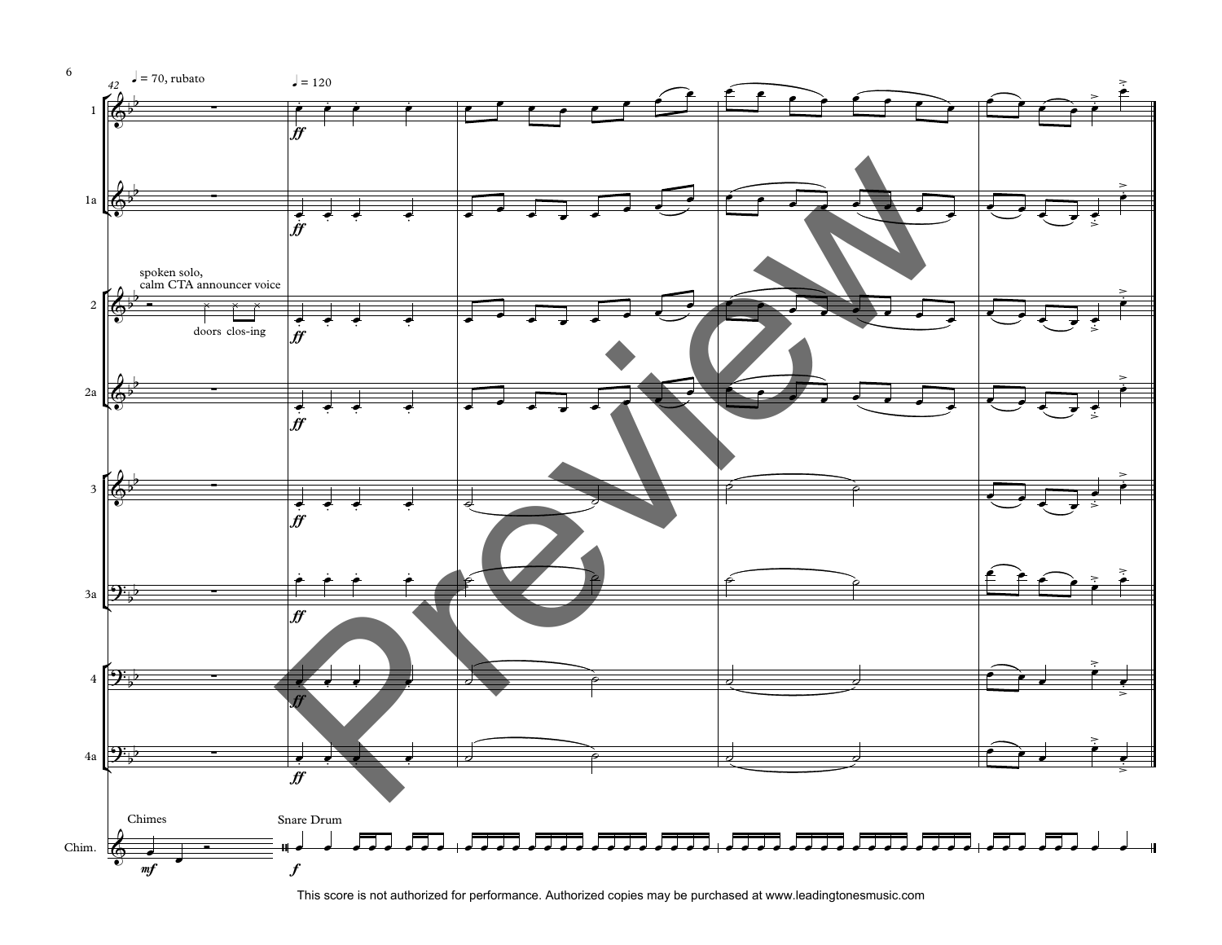♩ = 70, rubato

♩ = 120

spoken solo, calm CTA announcer voice

doors clos-ing

Chimes

Snare Drum

This score is not authorized for performance. Authorized copies may be purchased at www.leadingtonesmusic.com